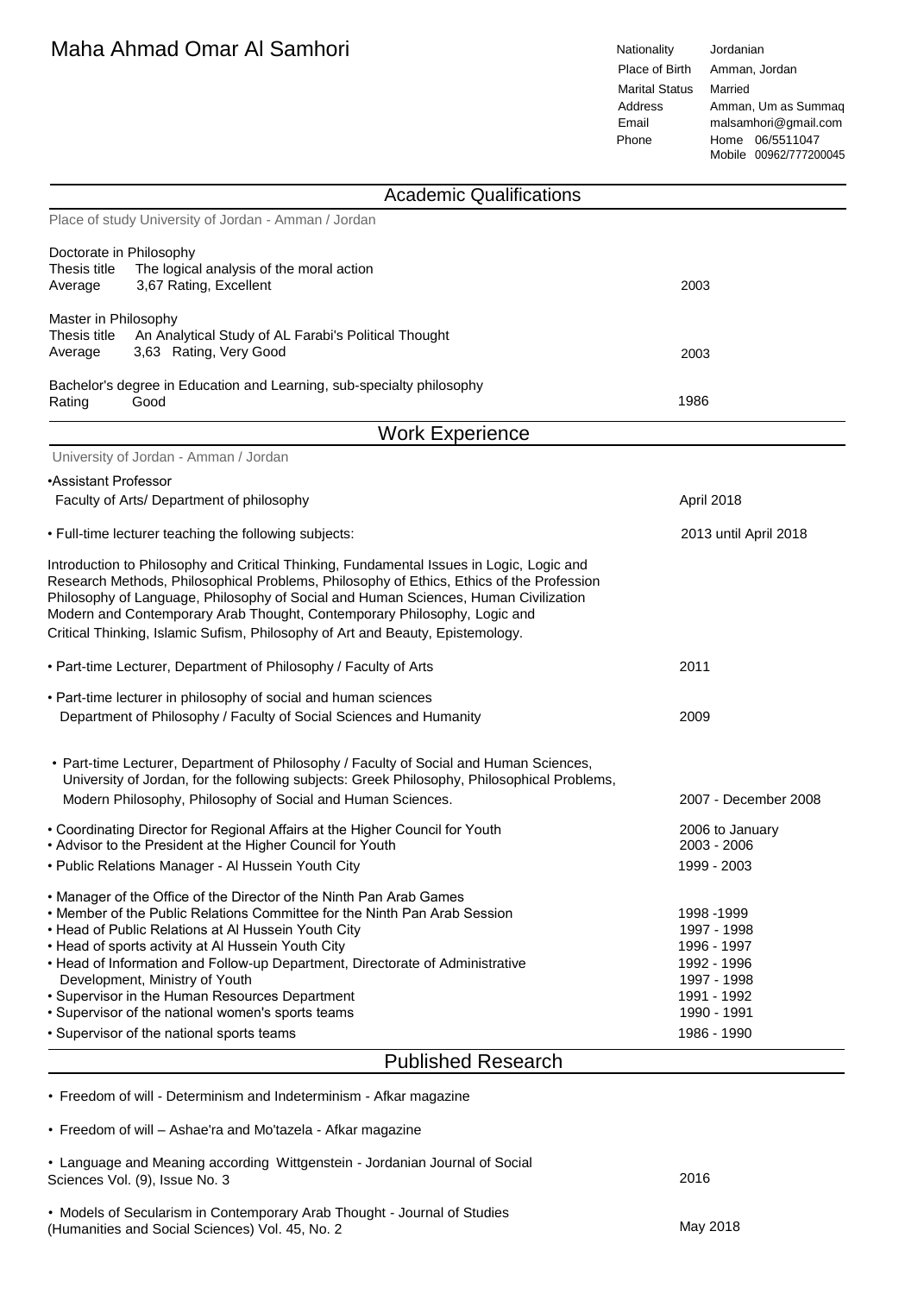# Maha Ahmad Omar Al Samhori

| | |
|---|---|
| Nationality | Jordanian |
| Place of Birth | Amman, Jordan |
| Marital Status | Married |
| Address | Amman, Um as Summaq |
| Email | malsamhori@gmail.com |
| Phone | Home 06/5511047<br>Mobile 00962/777200045 |

## Academic Qualifications

Place of study University of Jordan - Amman / Jordan

Doctorate in Philosophy
Thesis title The logical analysis of the moral action
Average 3,67 Rating, Excellent — 2003

Master in Philosophy
Thesis title An Analytical Study of AL Farabi's Political Thought
Average 3,63 Rating, Very Good — 2003

Bachelor's degree in Education and Learning, sub-specialty philosophy
Rating Good — 1986

## Work Experience

University of Jordan - Amman / Jordan

- Assistant Professor
  Faculty of Arts/ Department of philosophy — April 2018
- Full-time lecturer teaching the following subjects: — 2013 until April 2018

Introduction to Philosophy and Critical Thinking, Fundamental Issues in Logic, Logic and Research Methods, Philosophical Problems, Philosophy of Ethics, Ethics of the Profession Philosophy of Language, Philosophy of Social and Human Sciences, Human Civilization Modern and Contemporary Arab Thought, Contemporary Philosophy, Logic and Critical Thinking, Islamic Sufism, Philosophy of Art and Beauty, Epistemology.

- Part-time Lecturer, Department of Philosophy / Faculty of Arts — 2011
- Part-time lecturer in philosophy of social and human sciences
  Department of Philosophy / Faculty of Social Sciences and Humanity — 2009
- Part-time Lecturer, Department of Philosophy / Faculty of Social and Human Sciences, University of Jordan, for the following subjects: Greek Philosophy, Philosophical Problems, Modern Philosophy, Philosophy of Social and Human Sciences. — 2007 - December 2008
- Coordinating Director for Regional Affairs at the Higher Council for Youth — 2006 to January
- Advisor to the President at the Higher Council for Youth — 2003 - 2006
- Public Relations Manager - Al Hussein Youth City — 1999 - 2003
- Manager of the Office of the Director of the Ninth Pan Arab Games
- Member of the Public Relations Committee for the Ninth Pan Arab Session — 1998 -1999
- Head of Public Relations at Al Hussein Youth City — 1997 - 1998
- Head of sports activity at Al Hussein Youth City — 1996 - 1997
- Head of Information and Follow-up Department, Directorate of Administrative Development, Ministry of Youth — 1992 - 1996
- Supervisor in the Human Resources Department — 1997 - 1998
- Supervisor of the national women's sports teams — 1991 - 1992
- Supervisor of the national sports teams — 1990 - 1991; 1986 - 1990

## Published Research

- Freedom of will - Determinism and Indeterminism - Afkar magazine
- Freedom of will – Ashae'ra and Mo'tazela - Afkar magazine
- Language and Meaning according Wittgenstein - Jordanian Journal of Social Sciences Vol. (9), Issue No. 3 — 2016
- Models of Secularism in Contemporary Arab Thought - Journal of Studies (Humanities and Social Sciences) Vol. 45, No. 2 — May 2018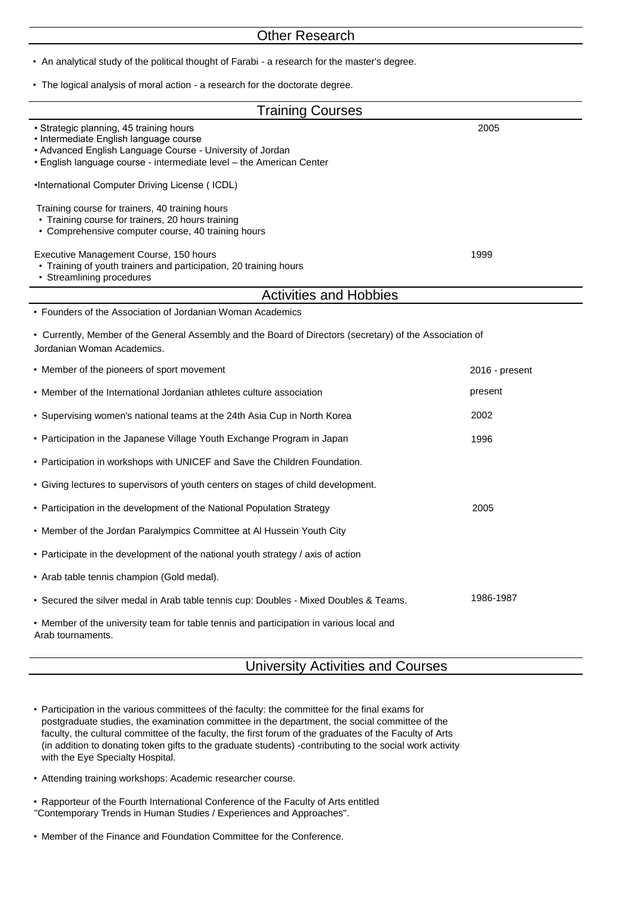## Other Research

- An analytical study of the political thought of Farabi - a research for the master's degree.
- The logical analysis of moral action - a research for the doctorate degree.

## Training Courses

- Strategic planning, 45 training hours — 2005
- Intermediate English language course
- Advanced English Language Course - University of Jordan
- English language course - intermediate level – the American Center

•International Computer Driving License ( ICDL)

Training course for trainers, 40 training hours

- Training course for trainers, 20 hours training
- Comprehensive computer course, 40 training hours

Executive Management Course, 150 hours — 1999

- Training of youth trainers and participation, 20 training hours
- Streamlining procedures

## Activities and Hobbies

- Founders of the Association of Jordanian Woman Academics
- Currently, Member of the General Assembly and the Board of Directors (secretary) of the Association of Jordanian Woman Academics.
- Member of the pioneers of sport movement — 2016 - present
- Member of the International Jordanian athletes culture association — present
- Supervising women's national teams at the 24th Asia Cup in North Korea — 2002
- Participation in the Japanese Village Youth Exchange Program in Japan — 1996
- Participation in workshops with UNICEF and Save the Children Foundation.
- Giving lectures to supervisors of youth centers on stages of child development.
- Participation in the development of the National Population Strategy — 2005
- Member of the Jordan Paralympics Committee at Al Hussein Youth City
- Participate in the development of the national youth strategy / axis of action
- Arab table tennis champion (Gold medal).
- Secured the silver medal in Arab table tennis cup: Doubles - Mixed Doubles & Teams. — 1986-1987
- Member of the university team for table tennis and participation in various local and Arab tournaments.

## University Activities and Courses

- Participation in the various committees of the faculty: the committee for the final exams for postgraduate studies, the examination committee in the department, the social committee of the faculty, the cultural committee of the faculty, the first forum of the graduates of the Faculty of Arts (in addition to donating token gifts to the graduate students) -contributing to the social work activity with the Eye Specialty Hospital.
- Attending training workshops: Academic researcher course.
- Rapporteur of the Fourth International Conference of the Faculty of Arts entitled "Contemporary Trends in Human Studies / Experiences and Approaches".
- Member of the Finance and Foundation Committee for the Conference.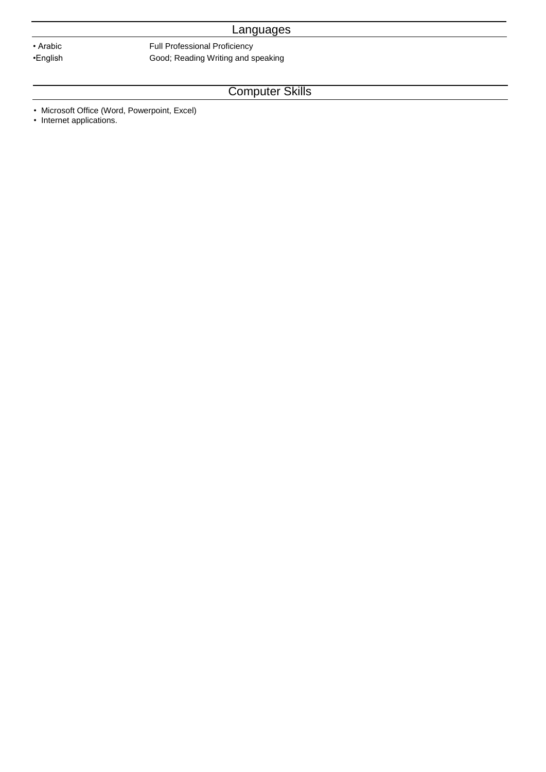## Languages

| | |
|---|---|
| • Arabic | Full Professional Proficiency |
| •English | Good; Reading Writing and speaking |

## Computer Skills

- Microsoft Office (Word, Powerpoint, Excel)
- Internet applications.